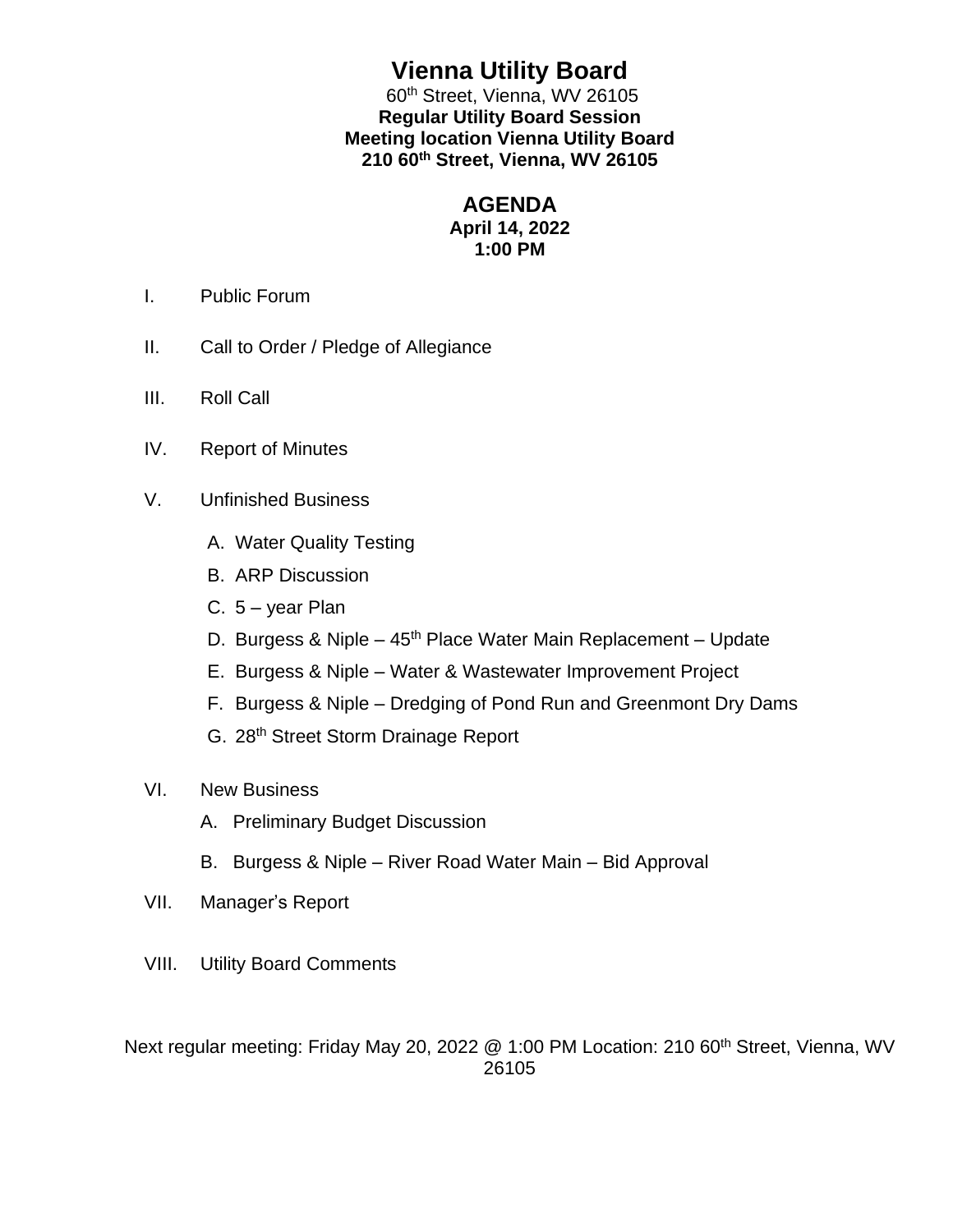# Vienna Utility Board

60th Street, Vienna, WV 26105

**Regular Utility Board Session**

**Meeting location Vienna Utility Board**

**210 60th Street, Vienna, WV 26105**

## AGENDA

**April 14, 2022**

**1:00 PM**

I. Public Forum

II. Call to Order / Pledge of Allegiance

III. Roll Call

IV. Report of Minutes

V. Unfinished Business

- A. Water Quality Testing
- B. ARP Discussion
- C. 5 – year Plan
- D. Burgess & Niple – 45th Place Water Main Replacement – Update
- E. Burgess & Niple – Water & Wastewater Improvement Project
- F. Burgess & Niple – Dredging of Pond Run and Greenmont Dry Dams
- G. 28th Street Storm Drainage Report

VI. New Business

- A. Preliminary Budget Discussion
- B. Burgess & Niple – River Road Water Main – Bid Approval

VII. Manager's Report

VIII. Utility Board Comments

Next regular meeting: Friday May 20, 2022 @ 1:00 PM Location: 210 60th Street, Vienna, WV 26105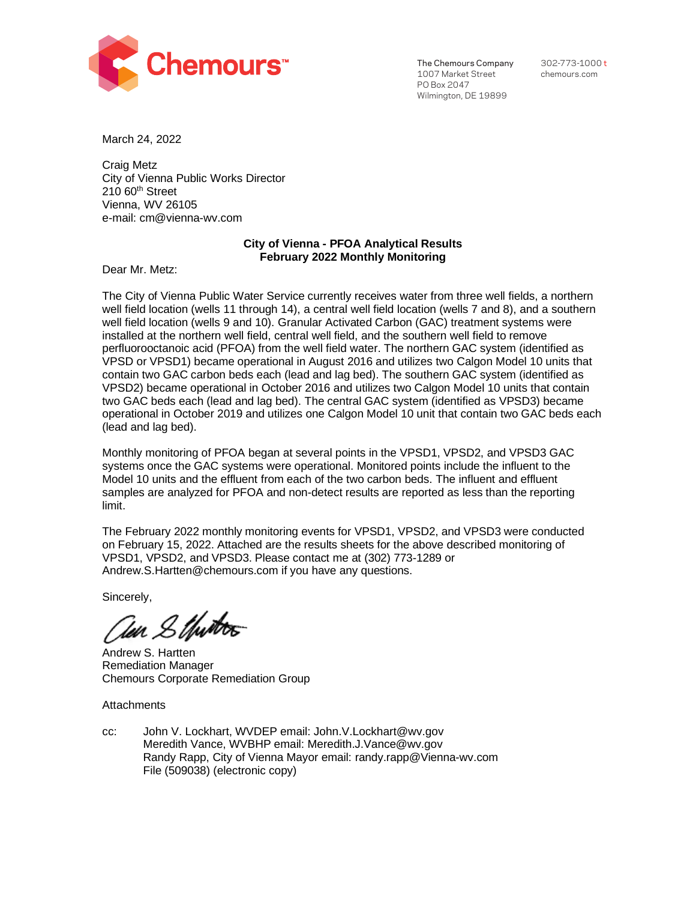**Chemours™**

The Chemours Company
1007 Market Street
PO Box 2047
Wilmington, DE 19899

302-773-1000 t
chemours.com

March 24, 2022

Craig Metz
City of Vienna Public Works Director
210 60th Street
Vienna, WV 26105
e-mail: cm@vienna-wv.com

**City of Vienna - PFOA Analytical Results**
**February 2022 Monthly Monitoring**

Dear Mr. Metz:

The City of Vienna Public Water Service currently receives water from three well fields, a northern well field location (wells 11 through 14), a central well field location (wells 7 and 8), and a southern well field location (wells 9 and 10). Granular Activated Carbon (GAC) treatment systems were installed at the northern well field, central well field, and the southern well field to remove perfluorooctanoic acid (PFOA) from the well field water. The northern GAC system (identified as VPSD or VPSD1) became operational in August 2016 and utilizes two Calgon Model 10 units that contain two GAC carbon beds each (lead and lag bed). The southern GAC system (identified as VPSD2) became operational in October 2016 and utilizes two Calgon Model 10 units that contain two GAC beds each (lead and lag bed). The central GAC system (identified as VPSD3) became operational in October 2019 and utilizes one Calgon Model 10 unit that contain two GAC beds each (lead and lag bed).

Monthly monitoring of PFOA began at several points in the VPSD1, VPSD2, and VPSD3 GAC systems once the GAC systems were operational. Monitored points include the influent to the Model 10 units and the effluent from each of the two carbon beds. The influent and effluent samples are analyzed for PFOA and non-detect results are reported as less than the reporting limit.

The February 2022 monthly monitoring events for VPSD1, VPSD2, and VPSD3 were conducted on February 15, 2022. Attached are the results sheets for the above described monitoring of VPSD1, VPSD2, and VPSD3. Please contact me at (302) 773-1289 or Andrew.S.Hartten@chemours.com if you have any questions.

Sincerely,

Andrew S. Hartten
Remediation Manager
Chemours Corporate Remediation Group

Attachments

cc: John V. Lockhart, WVDEP email: John.V.Lockhart@wv.gov
Meredith Vance, WVBHP email: Meredith.J.Vance@wv.gov
Randy Rapp, City of Vienna Mayor email: randy.rapp@Vienna-wv.com
File (509038) (electronic copy)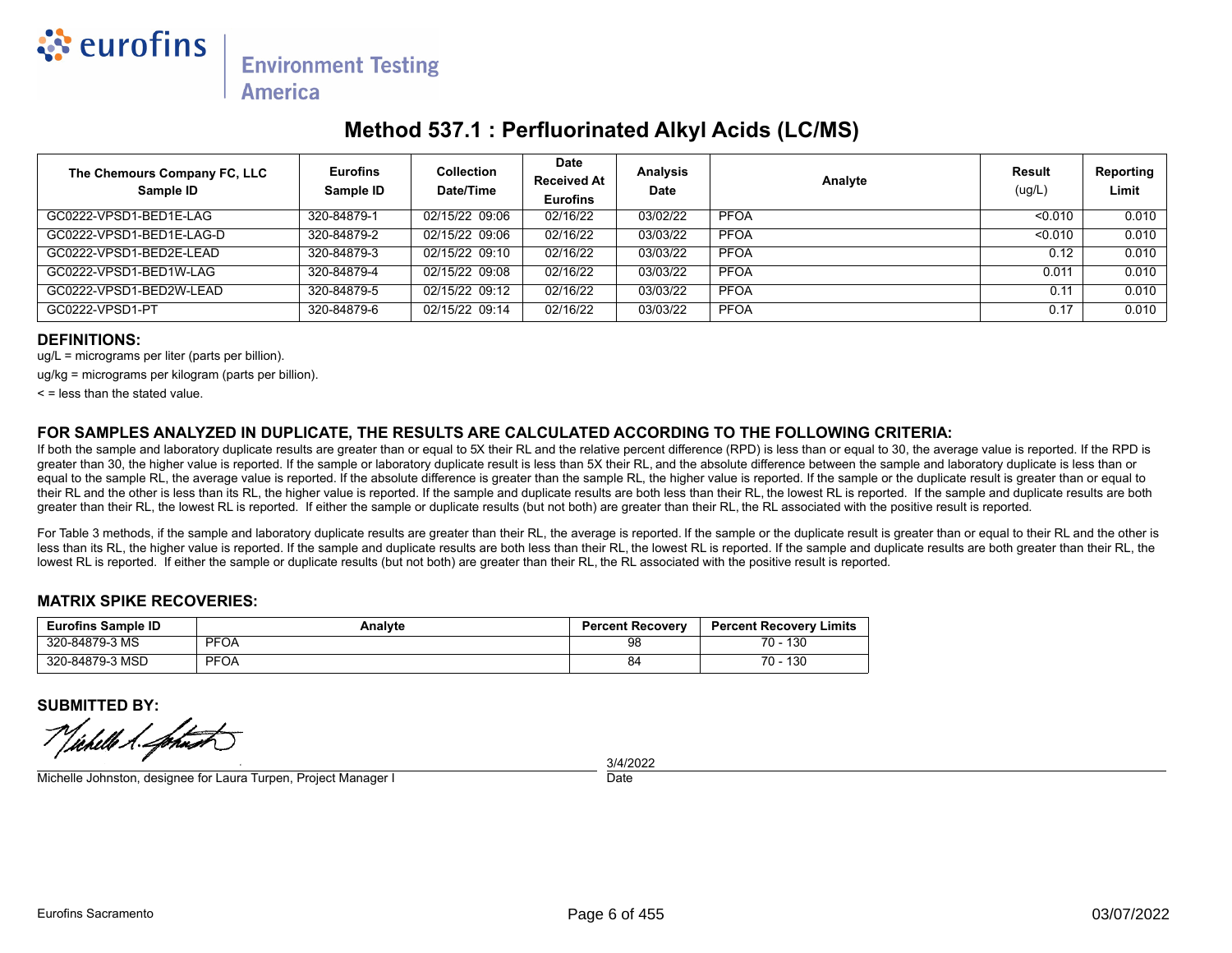# Method 537.1 : Perfluorinated Alkyl Acids (LC/MS)

| The Chemours Company FC, LLC Sample ID | Eurofins Sample ID | Collection Date/Time | Date Received At Eurofins | Analysis Date | Analyte | Result (ug/L) | Reporting Limit |
|---|---|---|---|---|---|---|---|
| GC0222-VPSD1-BED1E-LAG | 320-84879-1 | 02/15/22 09:06 | 02/16/22 | 03/02/22 | PFOA | <0.010 | 0.010 |
| GC0222-VPSD1-BED1E-LAG-D | 320-84879-2 | 02/15/22 09:06 | 02/16/22 | 03/03/22 | PFOA | <0.010 | 0.010 |
| GC0222-VPSD1-BED2E-LEAD | 320-84879-3 | 02/15/22 09:10 | 02/16/22 | 03/03/22 | PFOA | 0.12 | 0.010 |
| GC0222-VPSD1-BED1W-LAG | 320-84879-4 | 02/15/22 09:08 | 02/16/22 | 03/03/22 | PFOA | 0.011 | 0.010 |
| GC0222-VPSD1-BED2W-LEAD | 320-84879-5 | 02/15/22 09:12 | 02/16/22 | 03/03/22 | PFOA | 0.11 | 0.010 |
| GC0222-VPSD1-PT | 320-84879-6 | 02/15/22 09:14 | 02/16/22 | 03/03/22 | PFOA | 0.17 | 0.010 |

### DEFINITIONS:

ug/L = micrograms per liter (parts per billion).

ug/kg = micrograms per kilogram (parts per billion).

< = less than the stated value.

### FOR SAMPLES ANALYZED IN DUPLICATE, THE RESULTS ARE CALCULATED ACCORDING TO THE FOLLOWING CRITERIA:

If both the sample and laboratory duplicate results are greater than or equal to 5X their RL and the relative percent difference (RPD) is less than or equal to 30, the average value is reported. If the RPD is greater than 30, the higher value is reported. If the sample or laboratory duplicate result is less than 5X their RL, and the absolute difference between the sample and laboratory duplicate is less than or equal to the sample RL, the average value is reported. If the absolute difference is greater than the sample RL, the higher value is reported. If the sample or the duplicate result is greater than or equal to their RL and the other is less than its RL, the higher value is reported. If the sample and duplicate results are both less than their RL, the lowest RL is reported. If the sample and duplicate results are both greater than their RL, the lowest RL is reported. If either the sample or duplicate results (but not both) are greater than their RL, the RL associated with the positive result is reported.

For Table 3 methods, if the sample and laboratory duplicate results are greater than their RL, the average is reported. If the sample or the duplicate result is greater than or equal to their RL and the other is less than its RL, the higher value is reported. If the sample and duplicate results are both less than their RL, the lowest RL is reported. If the sample and duplicate results are both greater than their RL, the lowest RL is reported. If either the sample or duplicate results (but not both) are greater than their RL, the RL associated with the positive result is reported.

### MATRIX SPIKE RECOVERIES:

| Eurofins Sample ID | Analyte | Percent Recovery | Percent Recovery Limits |
|---|---|---|---|
| 320-84879-3 MS | PFOA | 98 | 70 - 130 |
| 320-84879-3 MSD | PFOA | 84 | 70 - 130 |

### SUBMITTED BY:

Michelle Johnston, designee for Laura Turpen, Project Manager I

3/4/2022

Date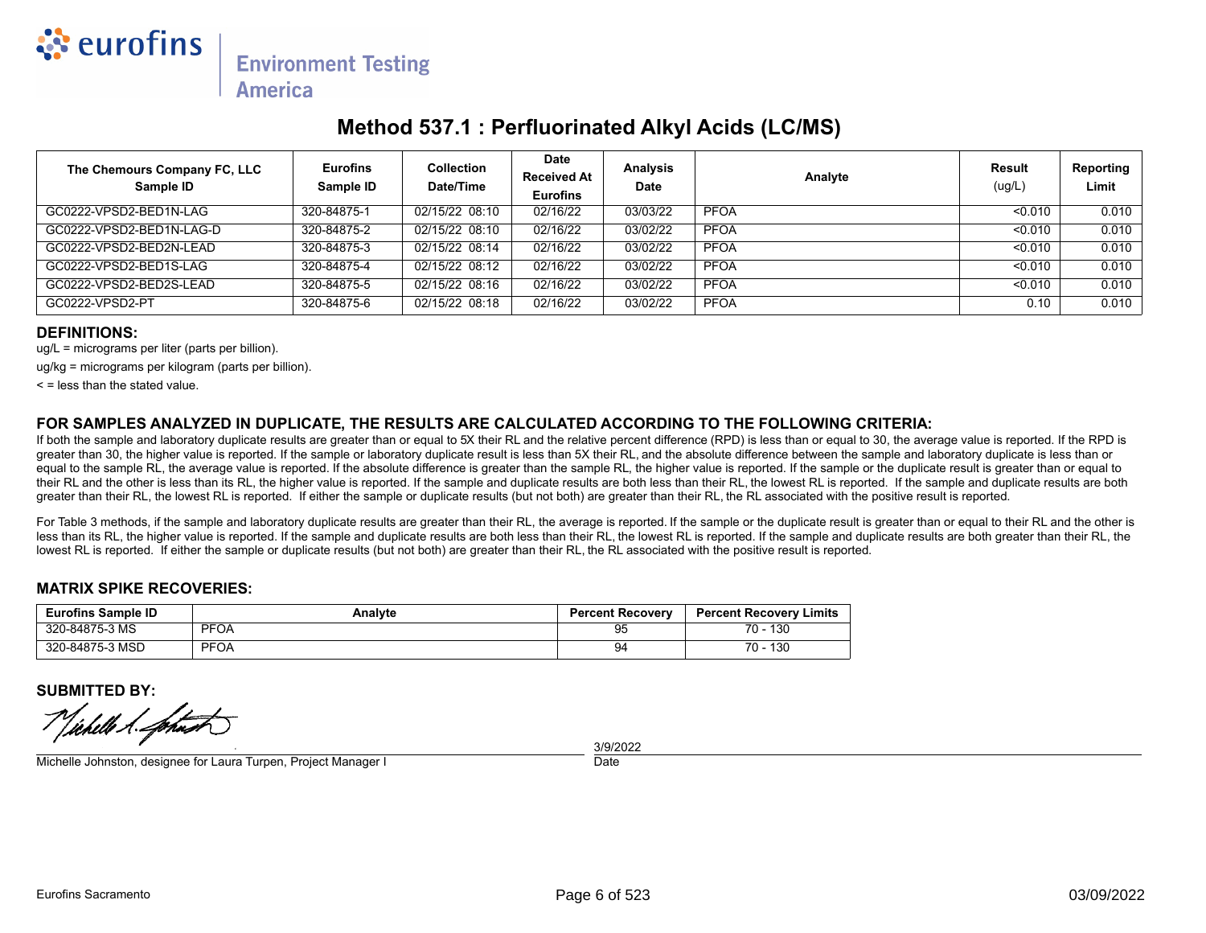# Method 537.1 : Perfluorinated Alkyl Acids (LC/MS)

| The Chemours Company FC, LLC Sample ID | Eurofins Sample ID | Collection Date/Time | Date Received At Eurofins | Analysis Date | Analyte | Result (ug/L) | Reporting Limit |
|---|---|---|---|---|---|---|---|
| GC0222-VPSD2-BED1N-LAG | 320-84875-1 | 02/15/22 08:10 | 02/16/22 | 03/03/22 | PFOA | <0.010 | 0.010 |
| GC0222-VPSD2-BED1N-LAG-D | 320-84875-2 | 02/15/22 08:10 | 02/16/22 | 03/02/22 | PFOA | <0.010 | 0.010 |
| GC0222-VPSD2-BED2N-LEAD | 320-84875-3 | 02/15/22 08:14 | 02/16/22 | 03/02/22 | PFOA | <0.010 | 0.010 |
| GC0222-VPSD2-BED1S-LAG | 320-84875-4 | 02/15/22 08:12 | 02/16/22 | 03/02/22 | PFOA | <0.010 | 0.010 |
| GC0222-VPSD2-BED2S-LEAD | 320-84875-5 | 02/15/22 08:16 | 02/16/22 | 03/02/22 | PFOA | <0.010 | 0.010 |
| GC0222-VPSD2-PT | 320-84875-6 | 02/15/22 08:18 | 02/16/22 | 03/02/22 | PFOA | 0.10 | 0.010 |

## DEFINITIONS:

ug/L = micrograms per liter (parts per billion).

ug/kg = micrograms per kilogram (parts per billion).

< = less than the stated value.

## FOR SAMPLES ANALYZED IN DUPLICATE, THE RESULTS ARE CALCULATED ACCORDING TO THE FOLLOWING CRITERIA:

If both the sample and laboratory duplicate results are greater than or equal to 5X their RL and the relative percent difference (RPD) is less than or equal to 30, the average value is reported. If the RPD is greater than 30, the higher value is reported. If the sample or laboratory duplicate result is less than 5X their RL, and the absolute difference between the sample and laboratory duplicate is less than or equal to the sample RL, the average value is reported. If the absolute difference is greater than the sample RL, the higher value is reported. If the sample or the duplicate result is greater than or equal to their RL and the other is less than its RL, the higher value is reported. If the sample and duplicate results are both less than their RL, the lowest RL is reported. If the sample and duplicate results are both greater than their RL, the lowest RL is reported. If either the sample or duplicate results (but not both) are greater than their RL, the RL associated with the positive result is reported.

For Table 3 methods, if the sample and laboratory duplicate results are greater than their RL, the average is reported. If the sample or the duplicate result is greater than or equal to their RL and the other is less than its RL, the higher value is reported. If the sample and duplicate results are both less than their RL, the lowest RL is reported. If the sample and duplicate results are both greater than their RL, the lowest RL is reported. If either the sample or duplicate results (but not both) are greater than their RL, the RL associated with the positive result is reported.

## MATRIX SPIKE RECOVERIES:

| Eurofins Sample ID | Analyte | Percent Recovery | Percent Recovery Limits |
|---|---|---|---|
| 320-84875-3 MS | PFOA | 95 | 70 - 130 |
| 320-84875-3 MSD | PFOA | 94 | 70 - 130 |

## SUBMITTED BY:

Michelle Johnston, designee for Laura Turpen, Project Manager I

3/9/2022
Date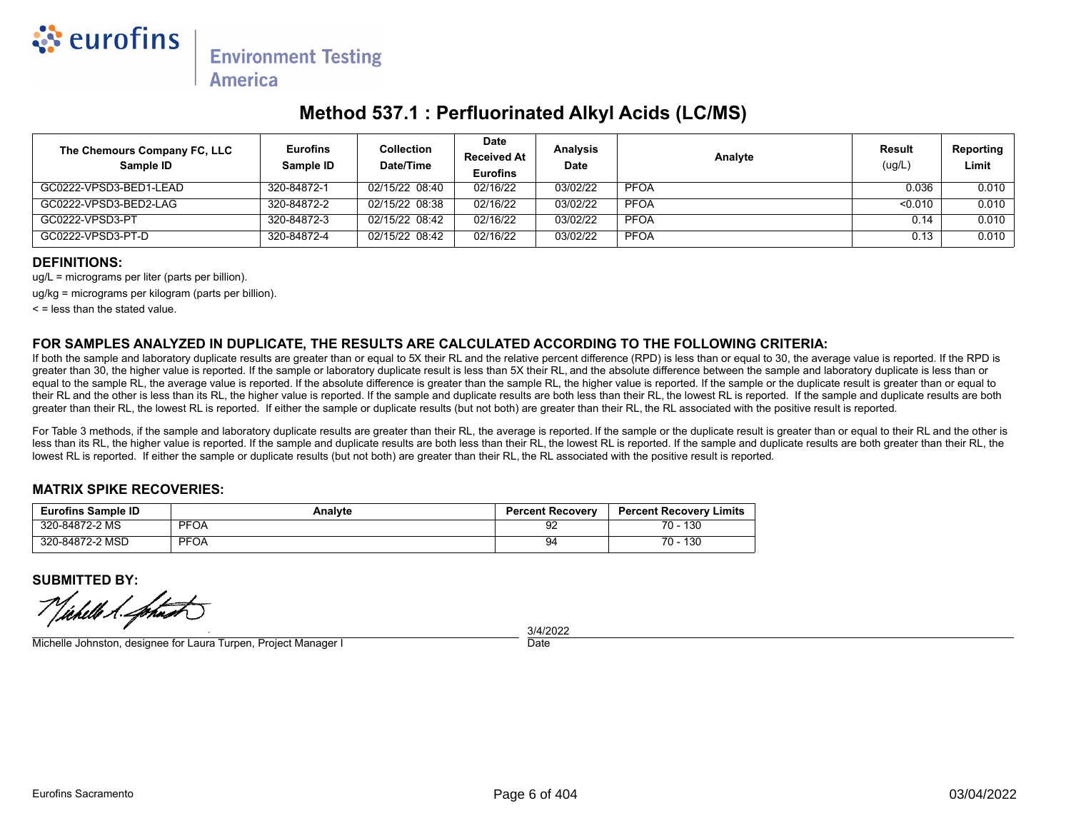# Method 537.1 : Perfluorinated Alkyl Acids (LC/MS)

| The Chemours Company FC, LLC Sample ID | Eurofins Sample ID | Collection Date/Time | Date Received At Eurofins | Analysis Date | Analyte | Result (ug/L) | Reporting Limit |
|---|---|---|---|---|---|---|---|
| GC0222-VPSD3-BED1-LEAD | 320-84872-1 | 02/15/22 08:40 | 02/16/22 | 03/02/22 | PFOA | 0.036 | 0.010 |
| GC0222-VPSD3-BED2-LAG | 320-84872-2 | 02/15/22 08:38 | 02/16/22 | 03/02/22 | PFOA | <0.010 | 0.010 |
| GC0222-VPSD3-PT | 320-84872-3 | 02/15/22 08:42 | 02/16/22 | 03/02/22 | PFOA | 0.14 | 0.010 |
| GC0222-VPSD3-PT-D | 320-84872-4 | 02/15/22 08:42 | 02/16/22 | 03/02/22 | PFOA | 0.13 | 0.010 |

## DEFINITIONS:

ug/L = micrograms per liter (parts per billion).

ug/kg = micrograms per kilogram (parts per billion).

< = less than the stated value.

## FOR SAMPLES ANALYZED IN DUPLICATE, THE RESULTS ARE CALCULATED ACCORDING TO THE FOLLOWING CRITERIA:

If both the sample and laboratory duplicate results are greater than or equal to 5X their RL and the relative percent difference (RPD) is less than or equal to 30, the average value is reported. If the RPD is greater than 30, the higher value is reported. If the sample or laboratory duplicate result is less than 5X their RL, and the absolute difference between the sample and laboratory duplicate is less than or equal to the sample RL, the average value is reported. If the absolute difference is greater than the sample RL, the higher value is reported. If the sample or the duplicate result is greater than or equal to their RL and the other is less than its RL, the higher value is reported. If the sample and duplicate results are both less than their RL, the lowest RL is reported. If the sample and duplicate results are both greater than their RL, the lowest RL is reported. If either the sample or duplicate results (but not both) are greater than their RL, the RL associated with the positive result is reported.

For Table 3 methods, if the sample and laboratory duplicate results are greater than their RL, the average is reported. If the sample or the duplicate result is greater than or equal to their RL and the other is less than its RL, the higher value is reported. If the sample and duplicate results are both less than their RL, the lowest RL is reported. If the sample and duplicate results are both greater than their RL, the lowest RL is reported. If either the sample or duplicate results (but not both) are greater than their RL, the RL associated with the positive result is reported.

## MATRIX SPIKE RECOVERIES:

| Eurofins Sample ID | Analyte | Percent Recovery | Percent Recovery Limits |
|---|---|---|---|
| 320-84872-2 MS | PFOA | 92 | 70 - 130 |
| 320-84872-2 MSD | PFOA | 94 | 70 - 130 |

## SUBMITTED BY:

Michelle Johnston, designee for Laura Turpen, Project Manager I

3/4/2022
Date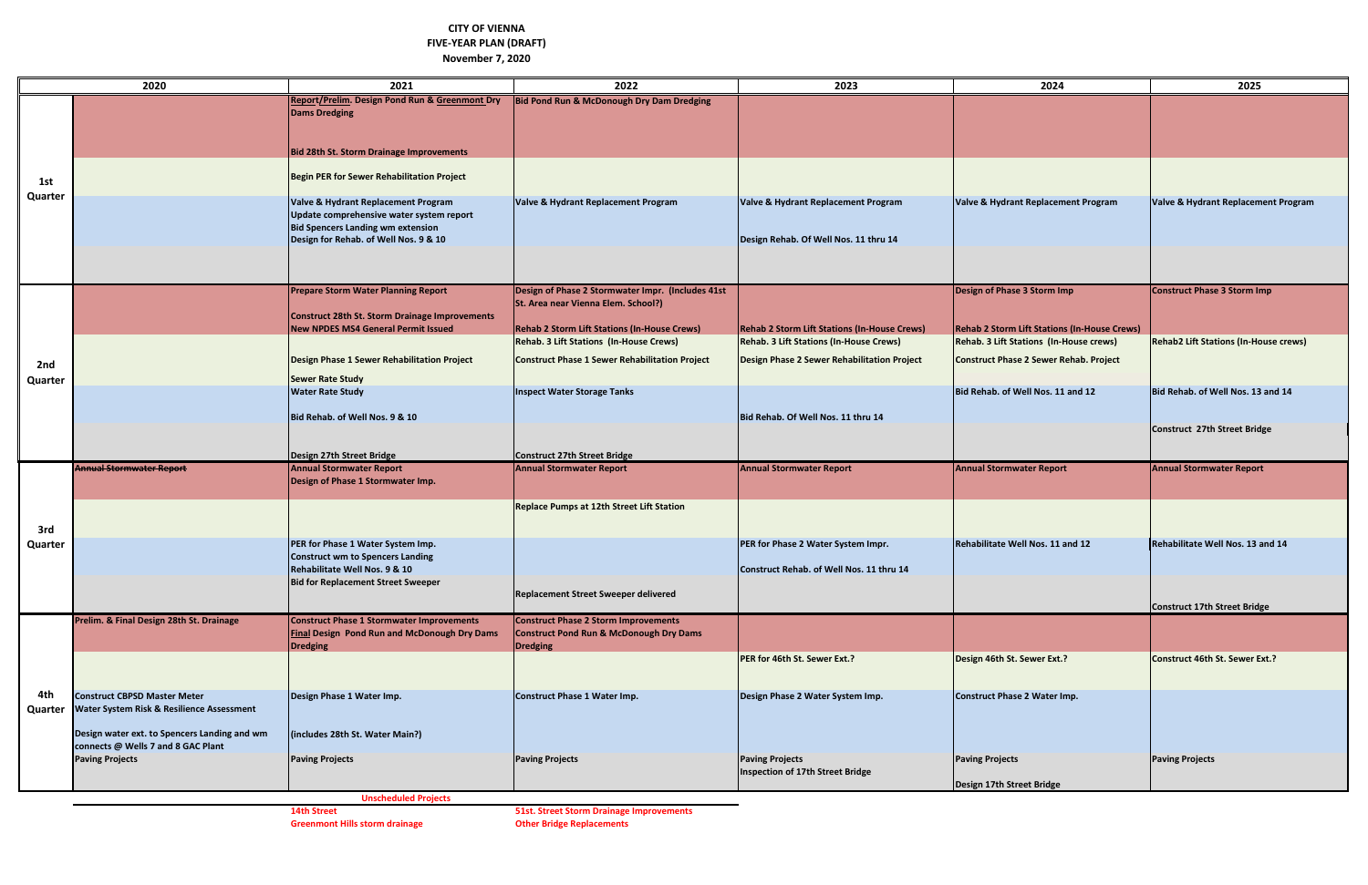**CITY OF VIENNA**
**FIVE-YEAR PLAN (DRAFT)**
**November 7, 2020**

| | 2020 | 2021 | 2022 | 2023 | 2024 | 2025 |
|---|---|---|---|---|---|---|
| 1st Quarter | | Report/Prelim. Design Pond Run & Greenmont Dry Dams Dredging<br><br>Bid 28th St. Storm Drainage Improvements | Bid Pond Run & McDonough Dry Dam Dredging | | | |
| | | Begin PER for Sewer Rehabilitation Project | | | | |
| | | Valve & Hydrant Replacement Program<br>Update comprehensive water system report<br>Bid Spencers Landing wm extension<br>Design for Rehab. of Well Nos. 9 & 10 | Valve & Hydrant Replacement Program | Valve & Hydrant Replacement Program<br><br>Design Rehab. Of Well Nos. 11 thru 14 | Valve & Hydrant Replacement Program | Valve & Hydrant Replacement Program |
| | | | | | | |
| 2nd Quarter | | Prepare Storm Water Planning Report<br><br>Construct 28th St. Storm Drainage Improvements<br>New NPDES MS4 General Permit Issued | Design of Phase 2 Stormwater Impr. (Includes 41st St. Area near Vienna Elem. School?)<br><br>Rehab 2 Storm Lift Stations (In-House Crews) | Rehab 2 Storm Lift Stations (In-House Crews) | Design of Phase 3 Storm Imp<br><br>Rehab 2 Storm Lift Stations (In-House Crews) | Construct Phase 3 Storm Imp |
| | | Design Phase 1 Sewer Rehabilitation Project<br><br>Sewer Rate Study | Rehab. 3 Lift Stations (In-House Crews)<br>Construct Phase 1 Sewer Rehabilitation Project | Rehab. 3 Lift Stations (In-House Crews)<br>Design Phase 2 Sewer Rehabilitation Project | Rehab. 3 Lift Stations (In-House crews)<br>Construct Phase 2 Sewer Rehab. Project | Rehab2 Lift Stations (In-House crews) |
| | | Water Rate Study<br><br>Bid Rehab. of Well Nos. 9 & 10 | Inspect Water Storage Tanks | Bid Rehab. Of Well Nos. 11 thru 14 | Bid Rehab. of Well Nos. 11 and 12 | Bid Rehab. of Well Nos. 13 and 14 |
| | | Design 27th Street Bridge | Construct 27th Street Bridge | | | Construct 27th Street Bridge |
| 3rd Quarter | ~~Annual Stormwater Report~~ | Annual Stormwater Report<br>Design of Phase 1 Stormwater Imp. | Annual Stormwater Report | Annual Stormwater Report | Annual Stormwater Report | Annual Stormwater Report |
| | | | Replace Pumps at 12th Street Lift Station | | | |
| | | PER for Phase 1 Water System Imp.<br>Construct wm to Spencers Landing<br>Rehabilitate Well Nos. 9 & 10 | | PER for Phase 2 Water System Impr.<br><br>Construct Rehab. of Well Nos. 11 thru 14 | Rehabilitate Well Nos. 11 and 12 | Rehabilitate Well Nos. 13 and 14 |
| | | Bid for Replacement Street Sweeper | Replacement Street Sweeper delivered | | | Construct 17th Street Bridge |
| 4th Quarter | Prelim. & Final Design 28th St. Drainage | Construct Phase 1 Stormwater Improvements<br>Final Design Pond Run and McDonough Dry Dams Dredging | Construct Phase 2 Storm Improvements<br>Construct Pond Run & McDonough Dry Dams Dredging | | | |
| | | | | PER for 46th St. Sewer Ext.? | Design 46th St. Sewer Ext.? | Construct 46th St. Sewer Ext.? |
| | Construct CBPSD Master Meter<br>Water System Risk & Resilience Assessment<br><br>Design water ext. to Spencers Landing and wm connects @ Wells 7 and 8 GAC Plant | Design Phase 1 Water Imp.<br><br>(includes 28th St. Water Main?) | Construct Phase 1 Water Imp. | Design Phase 2 Water System Imp. | Construct Phase 2 Water Imp. | |
| | Paving Projects | Paving Projects | Paving Projects | Paving Projects<br>Inspection of 17th Street Bridge | Paving Projects<br><br>Design 17th Street Bridge | Paving Projects |

**Unscheduled Projects**

| | |
|---|---|
| 14th Street | 51st. Street Storm Drainage Improvements |
| Greenmont Hills storm drainage | Other Bridge Replacements |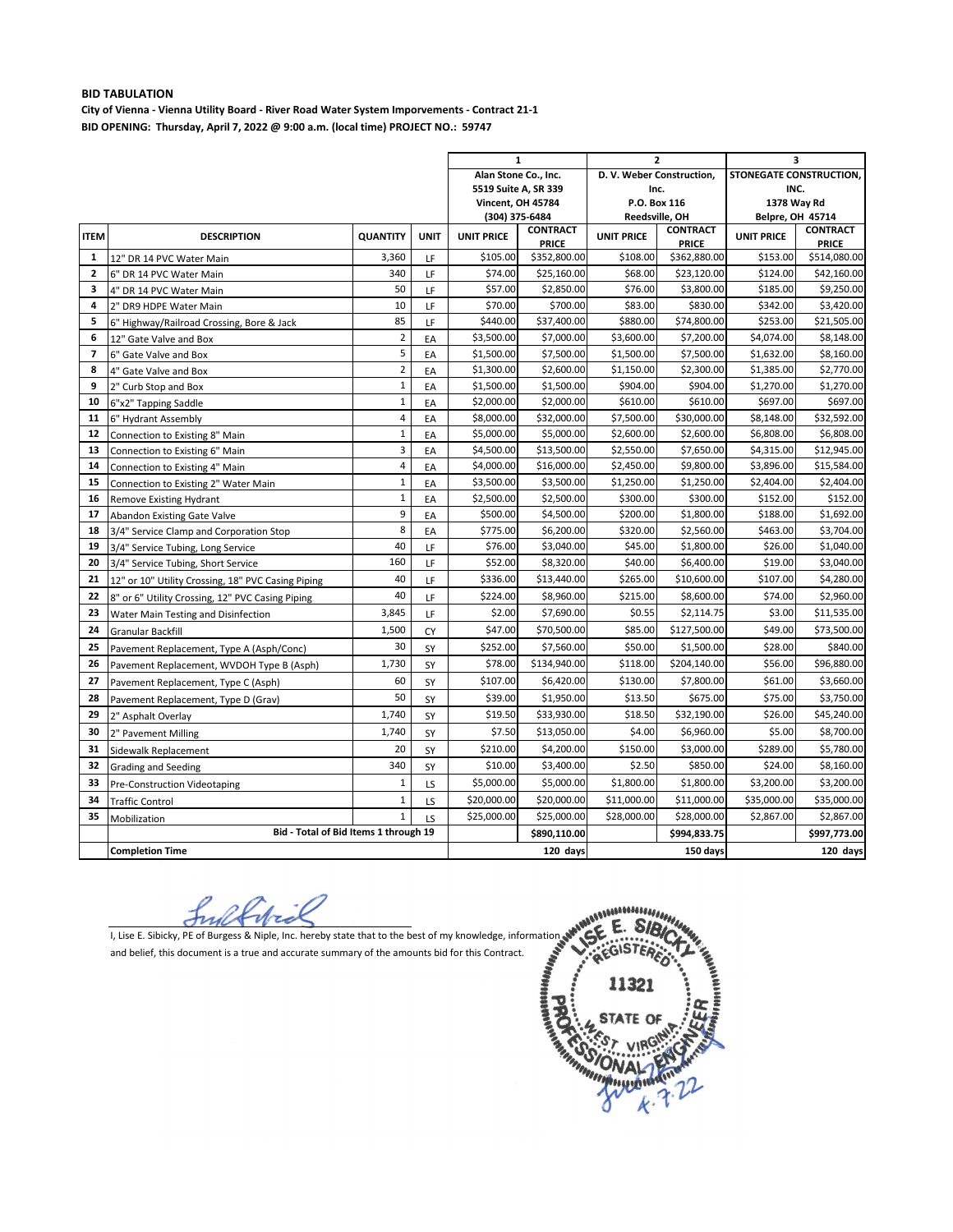**BID TABULATION**

**City of Vienna - Vienna Utility Board - River Road Water System Imporvements - Contract 21-1**

**BID OPENING: Thursday, April 7, 2022 @ 9:00 a.m. (local time) PROJECT NO.: 59747**

| | | | | 1 | | 2 | | 3 | |
|---|---|---|---|---|---|---|---|---|---|
| | | | | Alan Stone Co., Inc. 5519 Suite A, SR 339 Vincent, OH 45784 (304) 375-6484 | | D. V. Weber Construction, Inc. P.O. Box 116 Reedsville, OH | | STONEGATE CONSTRUCTION, INC. 1378 Way Rd Belpre, OH 45714 | |
| **ITEM** | **DESCRIPTION** | **QUANTITY** | **UNIT** | **UNIT PRICE** | **CONTRACT PRICE** | **UNIT PRICE** | **CONTRACT PRICE** | **UNIT PRICE** | **CONTRACT PRICE** |
| 1 | 12" DR 14 PVC Water Main | 3,360 | LF | $105.00 | $352,800.00 | $108.00 | $362,880.00 | $153.00 | $514,080.00 |
| 2 | 6" DR 14 PVC Water Main | 340 | LF | $74.00 | $25,160.00 | $68.00 | $23,120.00 | $124.00 | $42,160.00 |
| 3 | 4" DR 14 PVC Water Main | 50 | LF | $57.00 | $2,850.00 | $76.00 | $3,800.00 | $185.00 | $9,250.00 |
| 4 | 2" DR9 HDPE Water Main | 10 | LF | $70.00 | $700.00 | $83.00 | $830.00 | $342.00 | $3,420.00 |
| 5 | 6" Highway/Railroad Crossing, Bore & Jack | 85 | LF | $440.00 | $37,400.00 | $880.00 | $74,800.00 | $253.00 | $21,505.00 |
| 6 | 12" Gate Valve and Box | 2 | EA | $3,500.00 | $7,000.00 | $3,600.00 | $7,200.00 | $4,074.00 | $8,148.00 |
| 7 | 6" Gate Valve and Box | 5 | EA | $1,500.00 | $7,500.00 | $1,500.00 | $7,500.00 | $1,632.00 | $8,160.00 |
| 8 | 4" Gate Valve and Box | 2 | EA | $1,300.00 | $2,600.00 | $1,150.00 | $2,300.00 | $1,385.00 | $2,770.00 |
| 9 | 2" Curb Stop and Box | 1 | EA | $1,500.00 | $1,500.00 | $904.00 | $904.00 | $1,270.00 | $1,270.00 |
| 10 | 6"x2" Tapping Saddle | 1 | EA | $2,000.00 | $2,000.00 | $610.00 | $610.00 | $697.00 | $697.00 |
| 11 | 6" Hydrant Assembly | 4 | EA | $8,000.00 | $32,000.00 | $7,500.00 | $30,000.00 | $8,148.00 | $32,592.00 |
| 12 | Connection to Existing 8" Main | 1 | EA | $5,000.00 | $5,000.00 | $2,600.00 | $2,600.00 | $6,808.00 | $6,808.00 |
| 13 | Connection to Existing 6" Main | 3 | EA | $4,500.00 | $13,500.00 | $2,550.00 | $7,650.00 | $4,315.00 | $12,945.00 |
| 14 | Connection to Existing 4" Main | 4 | EA | $4,000.00 | $16,000.00 | $2,450.00 | $9,800.00 | $3,896.00 | $15,584.00 |
| 15 | Connection to Existing 2" Water Main | 1 | EA | $3,500.00 | $3,500.00 | $1,250.00 | $1,250.00 | $2,404.00 | $2,404.00 |
| 16 | Remove Existing Hydrant | 1 | EA | $2,500.00 | $2,500.00 | $300.00 | $300.00 | $152.00 | $152.00 |
| 17 | Abandon Existing Gate Valve | 9 | EA | $500.00 | $4,500.00 | $200.00 | $1,800.00 | $188.00 | $1,692.00 |
| 18 | 3/4" Service Clamp and Corporation Stop | 8 | EA | $775.00 | $6,200.00 | $320.00 | $2,560.00 | $463.00 | $3,704.00 |
| 19 | 3/4" Service Tubing, Long Service | 40 | LF | $76.00 | $3,040.00 | $45.00 | $1,800.00 | $26.00 | $1,040.00 |
| 20 | 3/4" Service Tubing, Short Service | 160 | LF | $52.00 | $8,320.00 | $40.00 | $6,400.00 | $19.00 | $3,040.00 |
| 21 | 12" or 10" Utility Crossing, 18" PVC Casing Piping | 40 | LF | $336.00 | $13,440.00 | $265.00 | $10,600.00 | $107.00 | $4,280.00 |
| 22 | 8" or 6" Utility Crossing, 12" PVC Casing Piping | 40 | LF | $224.00 | $8,960.00 | $215.00 | $8,600.00 | $74.00 | $2,960.00 |
| 23 | Water Main Testing and Disinfection | 3,845 | LF | $2.00 | $7,690.00 | $0.55 | $2,114.75 | $3.00 | $11,535.00 |
| 24 | Granular Backfill | 1,500 | CY | $47.00 | $70,500.00 | $85.00 | $127,500.00 | $49.00 | $73,500.00 |
| 25 | Pavement Replacement, Type A (Asph/Conc) | 30 | SY | $252.00 | $7,560.00 | $50.00 | $1,500.00 | $28.00 | $840.00 |
| 26 | Pavement Replacement, WVDOH Type B (Asph) | 1,730 | SY | $78.00 | $134,940.00 | $118.00 | $204,140.00 | $56.00 | $96,880.00 |
| 27 | Pavement Replacement, Type C (Asph) | 60 | SY | $107.00 | $6,420.00 | $130.00 | $7,800.00 | $61.00 | $3,660.00 |
| 28 | Pavement Replacement, Type D (Grav) | 50 | SY | $39.00 | $1,950.00 | $13.50 | $675.00 | $75.00 | $3,750.00 |
| 29 | 2" Asphalt Overlay | 1,740 | SY | $19.50 | $33,930.00 | $18.50 | $32,190.00 | $26.00 | $45,240.00 |
| 30 | 2" Pavement Milling | 1,740 | SY | $7.50 | $13,050.00 | $4.00 | $6,960.00 | $5.00 | $8,700.00 |
| 31 | Sidewalk Replacement | 20 | SY | $210.00 | $4,200.00 | $150.00 | $3,000.00 | $289.00 | $5,780.00 |
| 32 | Grading and Seeding | 340 | SY | $10.00 | $3,400.00 | $2.50 | $850.00 | $24.00 | $8,160.00 |
| 33 | Pre-Construction Videotaping | 1 | LS | $5,000.00 | $5,000.00 | $1,800.00 | $1,800.00 | $3,200.00 | $3,200.00 |
| 34 | Traffic Control | 1 | LS | $20,000.00 | $20,000.00 | $11,000.00 | $11,000.00 | $35,000.00 | $35,000.00 |
| 35 | Mobilization | 1 | LS | $25,000.00 | $25,000.00 | $28,000.00 | $28,000.00 | $2,867.00 | $2,867.00 |
| | **Bid - Total of Bid Items 1 through 19** | | | | **$890,110.00** | | **$994,833.75** | | **$997,773.00** |
| | **Completion Time** | | | | **120 days** | | **150 days** | | **120 days** |

I, Lise E. Sibicky, PE of Burgess & Niple, Inc. hereby state that to the best of my knowledge, information and belief, this document is a true and accurate summary of the amounts bid for this Contract.

LISE E. SIBICKY REGISTERED 11321 STATE OF WEST VIRGINIA PROFESSIONAL ENGINEER

4.7.22